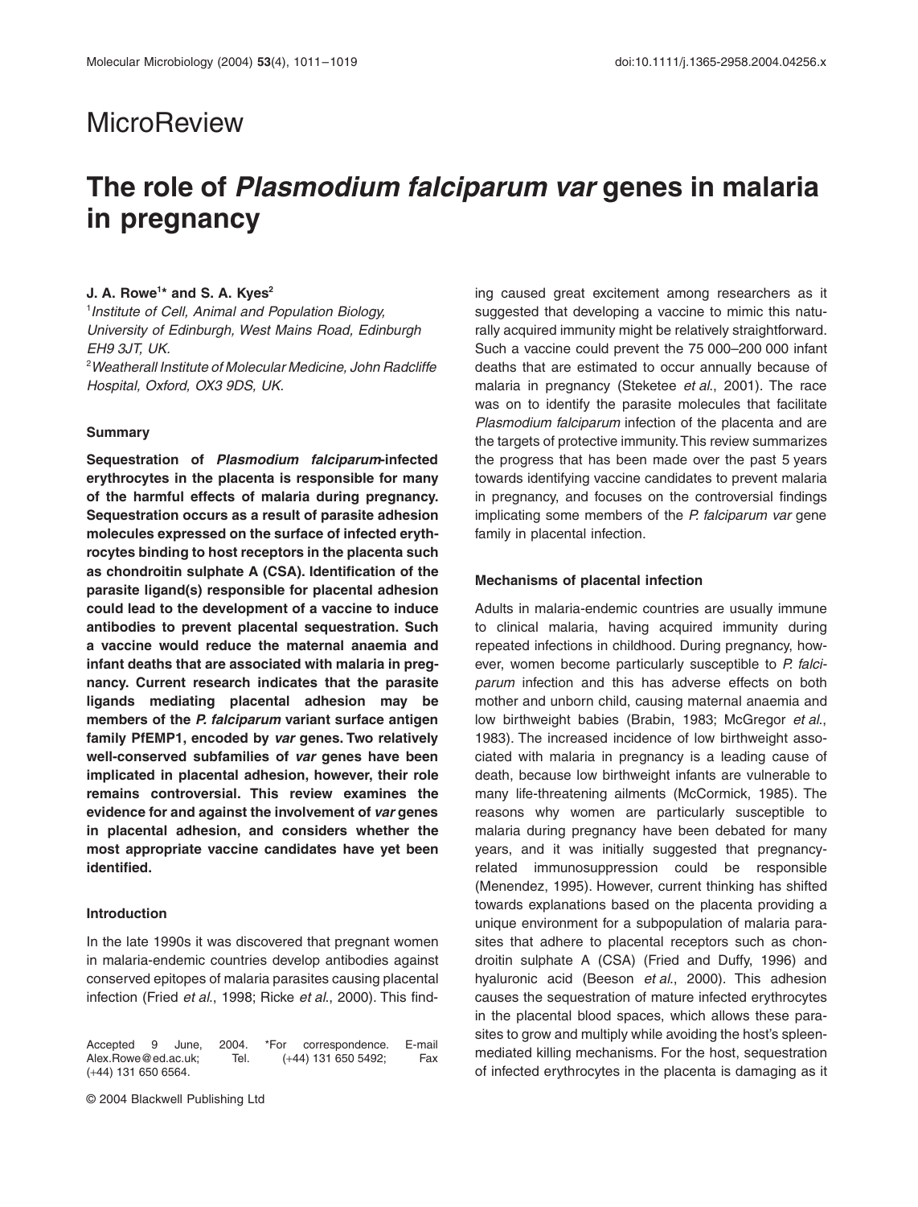MicroReview

# The role of *Plasmodium falciparum var* genes in malaria in pregnancy

**J. A. Rowe[1]* and S. A. Kyes[2]**

[1]*Institute of Cell, Animal and Population Biology, University of Edinburgh, West Mains Road, Edinburgh EH9 3JT, UK.*
[2]*Weatherall Institute of Molecular Medicine, John Radcliffe Hospital, Oxford, OX3 9DS, UK.*

### Summary

**Sequestration of *Plasmodium falciparum*-infected erythrocytes in the placenta is responsible for many of the harmful effects of malaria during pregnancy. Sequestration occurs as a result of parasite adhesion molecules expressed on the surface of infected erythrocytes binding to host receptors in the placenta such as chondroitin sulphate A (CSA). Identification of the parasite ligand(s) responsible for placental adhesion could lead to the development of a vaccine to induce antibodies to prevent placental sequestration. Such a vaccine would reduce the maternal anaemia and infant deaths that are associated with malaria in pregnancy. Current research indicates that the parasite ligands mediating placental adhesion may be members of the *P. falciparum* variant surface antigen family PfEMP1, encoded by *var* genes. Two relatively well-conserved subfamilies of *var* genes have been implicated in placental adhesion, however, their role remains controversial. This review examines the evidence for and against the involvement of *var* genes in placental adhesion, and considers whether the most appropriate vaccine candidates have yet been identified.**

### Introduction

In the late 1990s it was discovered that pregnant women in malaria-endemic countries develop antibodies against conserved epitopes of malaria parasites causing placental infection (Fried *et al*., 1998; Ricke *et al*., 2000). This finding caused great excitement among researchers as it suggested that developing a vaccine to mimic this naturally acquired immunity might be relatively straightforward. Such a vaccine could prevent the 75 000–200 000 infant deaths that are estimated to occur annually because of malaria in pregnancy (Steketee *et al*., 2001). The race was on to identify the parasite molecules that facilitate *Plasmodium falciparum* infection of the placenta and are the targets of protective immunity. This review summarizes the progress that has been made over the past 5 years towards identifying vaccine candidates to prevent malaria in pregnancy, and focuses on the controversial findings implicating some members of the *P. falciparum var* gene family in placental infection.

### Mechanisms of placental infection

Adults in malaria-endemic countries are usually immune to clinical malaria, having acquired immunity during repeated infections in childhood. During pregnancy, however, women become particularly susceptible to *P. falciparum* infection and this has adverse effects on both mother and unborn child, causing maternal anaemia and low birthweight babies (Brabin, 1983; McGregor *et al*., 1983). The increased incidence of low birthweight associated with malaria in pregnancy is a leading cause of death, because low birthweight infants are vulnerable to many life-threatening ailments (McCormick, 1985). The reasons why women are particularly susceptible to malaria during pregnancy have been debated for many years, and it was initially suggested that pregnancy-related immunosuppression could be responsible (Menendez, 1995). However, current thinking has shifted towards explanations based on the placenta providing a unique environment for a subpopulation of malaria parasites that adhere to placental receptors such as chondroitin sulphate A (CSA) (Fried and Duffy, 1996) and hyaluronic acid (Beeson *et al*., 2000). This adhesion causes the sequestration of mature infected erythrocytes in the placental blood spaces, which allows these parasites to grow and multiply while avoiding the host's spleen-mediated killing mechanisms. For the host, sequestration of infected erythrocytes in the placenta is damaging as it

Accepted 9 June, 2004. *For correspondence. E-mail Alex.Rowe@ed.ac.uk; Tel. (+44) 131 650 5492; Fax (+44) 131 650 6564.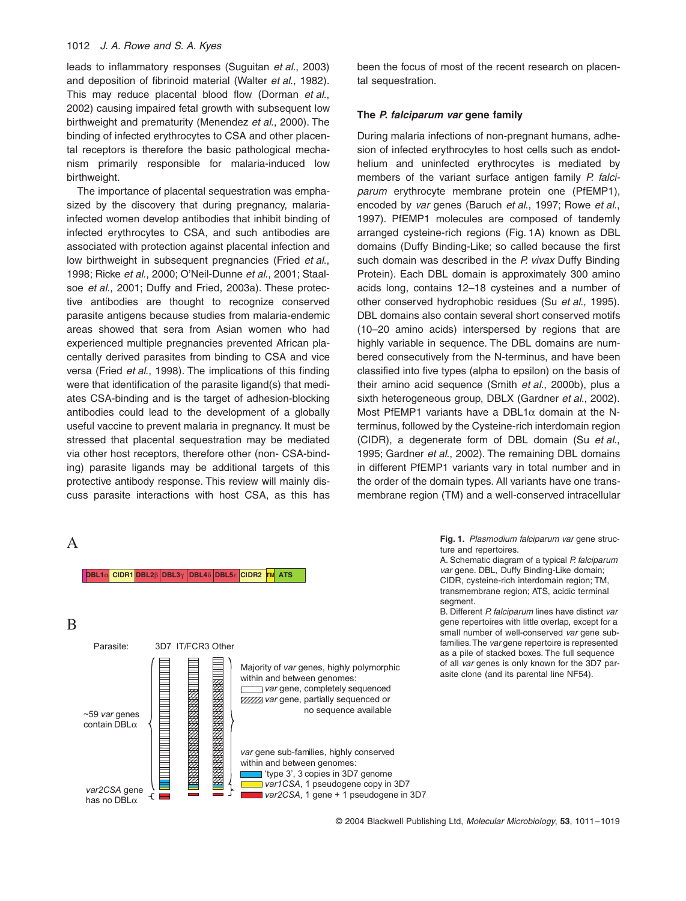leads to inflammatory responses (Suguitan *et al*., 2003) and deposition of fibrinoid material (Walter *et al*., 1982). This may reduce placental blood flow (Dorman *et al*., 2002) causing impaired fetal growth with subsequent low birthweight and prematurity (Menendez *et al*., 2000). The binding of infected erythrocytes to CSA and other placental receptors is therefore the basic pathological mechanism primarily responsible for malaria-induced low birthweight.

The importance of placental sequestration was emphasized by the discovery that during pregnancy, malaria-infected women develop antibodies that inhibit binding of infected erythrocytes to CSA, and such antibodies are associated with protection against placental infection and low birthweight in subsequent pregnancies (Fried *et al*., 1998; Ricke *et al*., 2000; O'Neil-Dunne *et al*., 2001; Staalsoe *et al*., 2001; Duffy and Fried, 2003a). These protective antibodies are thought to recognize conserved parasite antigens because studies from malaria-endemic areas showed that sera from Asian women who had experienced multiple pregnancies prevented African placentally derived parasites from binding to CSA and vice versa (Fried *et al*., 1998). The implications of this finding were that identification of the parasite ligand(s) that mediates CSA-binding and is the target of adhesion-blocking antibodies could lead to the development of a globally useful vaccine to prevent malaria in pregnancy. It must be stressed that placental sequestration may be mediated via other host receptors, therefore other (non- CSA-binding) parasite ligands may be additional targets of this protective antibody response. This review will mainly discuss parasite interactions with host CSA, as this has been the focus of most of the recent research on placental sequestration.

### The *P. falciparum var* gene family

During malaria infections of non-pregnant humans, adhesion of infected erythrocytes to host cells such as endothelium and uninfected erythrocytes is mediated by members of the variant surface antigen family *P. falciparum* erythrocyte membrane protein one (PfEMP1), encoded by *var* genes (Baruch *et al*., 1997; Rowe *et al*., 1997). PfEMP1 molecules are composed of tandemly arranged cysteine-rich regions (Fig. 1A) known as DBL domains (Duffy Binding-Like; so called because the first such domain was described in the *P. vivax* Duffy Binding Protein). Each DBL domain is approximately 300 amino acids long, contains 12–18 cysteines and a number of other conserved hydrophobic residues (Su *et al*., 1995). DBL domains also contain several short conserved motifs (10–20 amino acids) interspersed by regions that are highly variable in sequence. The DBL domains are numbered consecutively from the N-terminus, and have been classified into five types (alpha to epsilon) on the basis of their amino acid sequence (Smith *et al*., 2000b), plus a sixth heterogeneous group, DBLX (Gardner *et al*., 2002). Most PfEMP1 variants have a DBL1α domain at the N-terminus, followed by the Cysteine-rich interdomain region (CIDR), a degenerate form of DBL domain (Su *et al*., 1995; Gardner *et al*., 2002). The remaining DBL domains in different PfEMP1 variants vary in total number and in the order of the domain types. All variants have one transmembrane region (TM) and a well-conserved intracellular

A

DBL1α | CIDR1 | DBL2β | DBL3γ | DBL4δ | DBL5ε | CIDR2 | TM | ATS

B

Parasite: 3D7 IT/FCR3 Other

~59 *var* genes contain DBLα

Majority of *var* genes, highly polymorphic within and between genomes:
*var* gene, completely sequenced
*var* gene, partially sequenced or no sequence available

*var* gene sub-families, highly conserved within and between genomes:
'type 3', 3 copies in 3D7 genome
*var1CSA*, 1 pseudogene copy in 3D7
*var2CSA*, 1 gene + 1 pseudogene in 3D7

*var2CSA* gene has no DBLα

**Fig. 1.** *Plasmodium falciparum var* gene structure and repertoires.
A. Schematic diagram of a typical *P. falciparum var* gene. DBL, Duffy Binding-Like domain; CIDR, cysteine-rich interdomain region; TM, transmembrane region; ATS, acidic terminal segment.
B. Different *P. falciparum* lines have distinct *var* gene repertoires with little overlap, except for a small number of well-conserved *var* gene sub-families. The *var* gene repertoire is represented as a pile of stacked boxes. The full sequence of all *var* genes is only known for the 3D7 parasite clone (and its parental line NF54).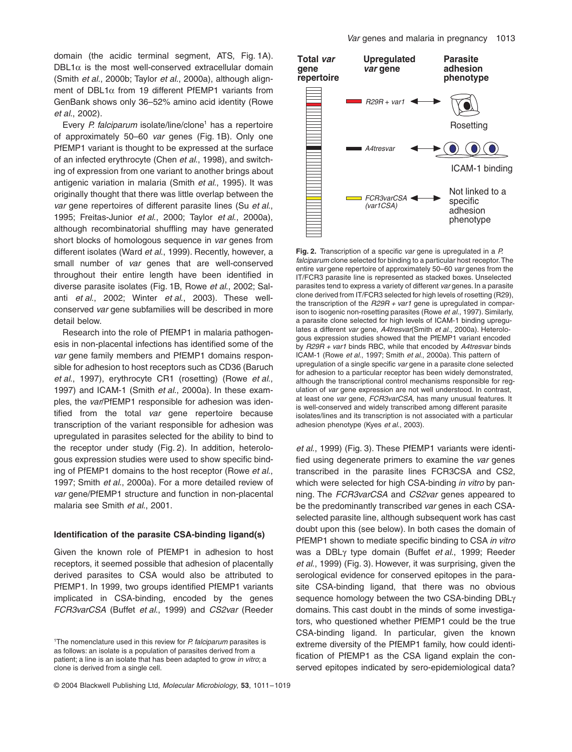domain (the acidic terminal segment, ATS, Fig. 1A). DBL1α is the most well-conserved extracellular domain (Smith *et al*., 2000b; Taylor *et al*., 2000a), although alignment of DBL1α from 19 different PfEMP1 variants from GenBank shows only 36–52% amino acid identity (Rowe *et al*., 2002).

Every *P. falciparum* isolate/line/clone[1] has a repertoire of approximately 50–60 *var* genes (Fig. 1B). Only one PfEMP1 variant is thought to be expressed at the surface of an infected erythrocyte (Chen *et al*., 1998), and switching of expression from one variant to another brings about antigenic variation in malaria (Smith *et al*., 1995). It was originally thought that there was little overlap between the *var* gene repertoires of different parasite lines (Su *et al*., 1995; Freitas-Junior *et al*., 2000; Taylor *et al*., 2000a), although recombinatorial shuffling may have generated short blocks of homologous sequence in *var* genes from different isolates (Ward *et al*., 1999). Recently, however, a small number of *var* genes that are well-conserved throughout their entire length have been identified in diverse parasite isolates (Fig. 1B, Rowe *et al*., 2002; Salanti *et al*., 2002; Winter *et al*., 2003). These well-conserved *var* gene subfamilies will be described in more detail below.

Research into the role of PfEMP1 in malaria pathogenesis in non-placental infections has identified some of the *var* gene family members and PfEMP1 domains responsible for adhesion to host receptors such as CD36 (Baruch *et al*., 1997), erythrocyte CR1 (rosetting) (Rowe *et al*., 1997) and ICAM-1 (Smith *et al*., 2000a). In these examples, the *var*/PfEMP1 responsible for adhesion was identified from the total *var* gene repertoire because transcription of the variant responsible for adhesion was upregulated in parasites selected for the ability to bind to the receptor under study (Fig. 2). In addition, heterologous expression studies were used to show specific binding of PfEMP1 domains to the host receptor (Rowe *et al*., 1997; Smith *et al*., 2000a). For a more detailed review of *var* gene/PfEMP1 structure and function in non-placental malaria see Smith *et al*., 2001.

### Identification of the parasite CSA-binding ligand(s)

Given the known role of PfEMP1 in adhesion to host receptors, it seemed possible that adhesion of placentally derived parasites to CSA would also be attributed to PfEMP1. In 1999, two groups identified PfEMP1 variants implicated in CSA-binding, encoded by the genes *FCR3varCSA* (Buffet *et al*., 1999) and *CS2var* (Reeder *et al*., 1999) (Fig. 3). These PfEMP1 variants were identified using degenerate primers to examine the *var* genes transcribed in the parasite lines FCR3CSA and CS2, which were selected for high CSA-binding *in vitro* by panning. The *FCR3varCSA* and *CS2var* genes appeared to be the predominantly transcribed *var* genes in each CSA-selected parasite line, although subsequent work has cast doubt upon this (see below). In both cases the domain of PfEMP1 shown to mediate specific binding to CSA *in vitro* was a DBLγ type domain (Buffet *et al*., 1999; Reeder *et al*., 1999) (Fig. 3). However, it was surprising, given the serological evidence for conserved epitopes in the parasite CSA-binding ligand, that there was no obvious sequence homology between the two CSA-binding DBLγ domains. This cast doubt in the minds of some investigators, who questioned whether PfEMP1 could be the true CSA-binding ligand. In particular, given the known extreme diversity of the PfEMP1 family, how could identification of PfEMP1 as the CSA ligand explain the conserved epitopes indicated by sero-epidemiological data?

[1]The nomenclature used in this review for *P. falciparum* parasites is as follows: an isolate is a population of parasites derived from a patient; a line is an isolate that has been adapted to grow *in vitro*; a clone is derived from a single cell.

**Total *var* gene repertoire** | **Upregulated *var* gene** | **Parasite adhesion phenotype**

*R29R + var1* ↔ Rosetting

*A4tresvar* ↔ ICAM-1 binding

*FCR3varCSA (var1CSA)* ↔ Not linked to a specific adhesion phenotype

**Fig. 2.** Transcription of a specific *var* gene is upregulated in a *P. falciparum* clone selected for binding to a particular host receptor. The entire *var* gene repertoire of approximately 50–60 *var* genes from the IT/FCR3 parasite line is represented as stacked boxes. Unselected parasites tend to express a variety of different *var* genes. In a parasite clone derived from IT/FCR3 selected for high levels of rosetting (R29), the transcription of the *R29R + var1* gene is upregulated in comparison to isogenic non-rosetting parasites (Rowe *et al*., 1997). Similarly, a parasite clone selected for high levels of ICAM-1 binding upregulates a different *var* gene, *A4tresvar*(Smith *et al*., 2000a). Heterologous expression studies showed that the PfEMP1 variant encoded by *R29R + var1* binds RBC, while that encoded by *A4tresvar* binds ICAM-1 (Rowe *et al*., 1997; Smith *et al*., 2000a). This pattern of upregulation of a single specific *var* gene in a parasite clone selected for adhesion to a particular receptor has been widely demonstrated, although the transcriptional control mechanisms responsible for regulation of *var* gene expression are not well understood. In contrast, at least one *var* gene, *FCR3varCSA*, has many unusual features. It is well-conserved and widely transcribed among different parasite isolates/lines and its transcription is not associated with a particular adhesion phenotype (Kyes *et al*., 2003).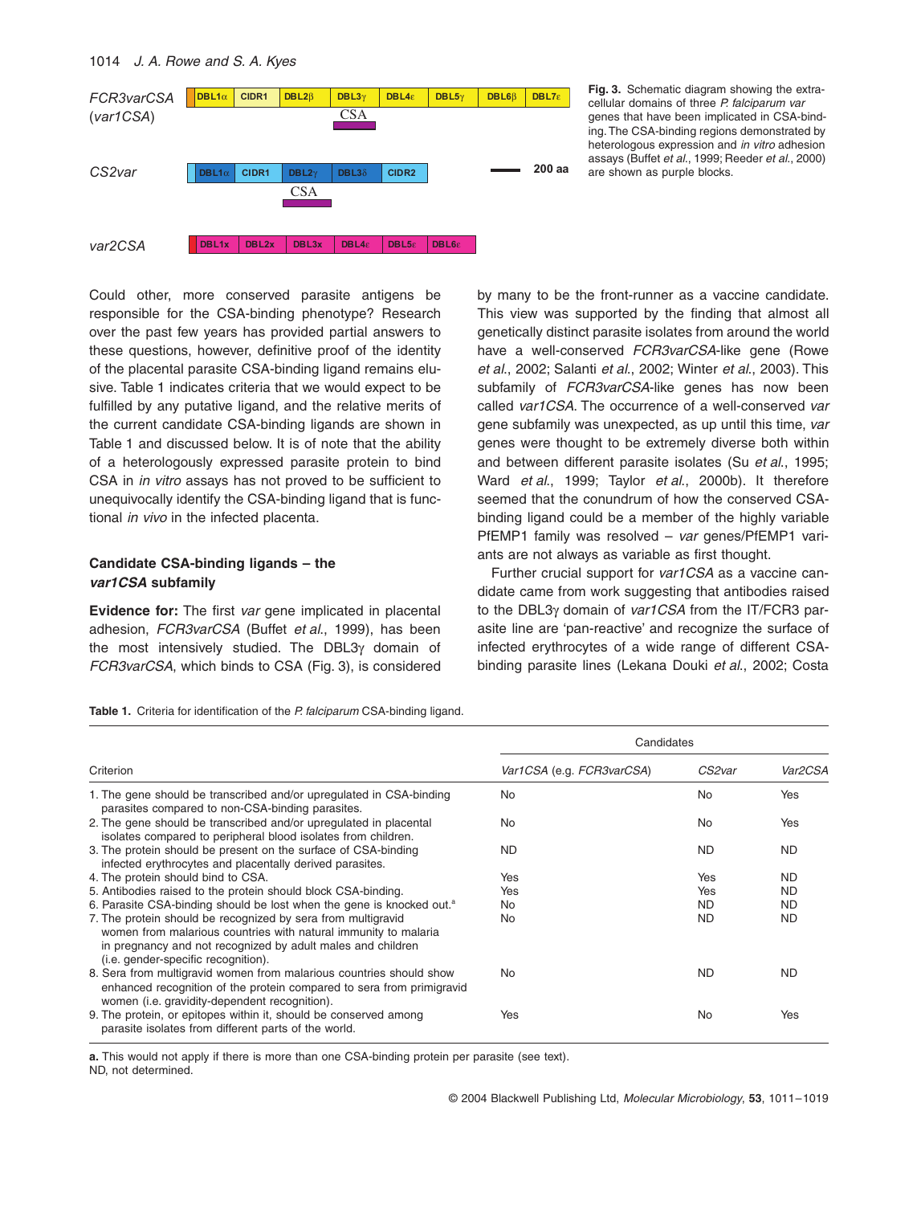Fig. 3. Schematic diagram showing the extracellular domains of three *P. falciparum var* genes that have been implicated in CSA-binding. The CSA-binding regions demonstrated by heterologous expression and *in vitro* adhesion assays (Buffet *et al*., 1999; Reeder *et al*., 2000) are shown as purple blocks.

Could other, more conserved parasite antigens be responsible for the CSA-binding phenotype? Research over the past few years has provided partial answers to these questions, however, definitive proof of the identity of the placental parasite CSA-binding ligand remains elusive. Table 1 indicates criteria that we would expect to be fulfilled by any putative ligand, and the relative merits of the current candidate CSA-binding ligands are shown in Table 1 and discussed below. It is of note that the ability of a heterologously expressed parasite protein to bind CSA in *in vitro* assays has not proved to be sufficient to unequivocally identify the CSA-binding ligand that is functional *in vivo* in the infected placenta.

### Candidate CSA-binding ligands – the *var1CSA* subfamily

**Evidence for:** The first *var* gene implicated in placental adhesion, *FCR3varCSA* (Buffet *et al*., 1999), has been the most intensively studied. The DBL3γ domain of *FCR3varCSA*, which binds to CSA (Fig. 3), is considered by many to be the front-runner as a vaccine candidate. This view was supported by the finding that almost all genetically distinct parasite isolates from around the world have a well-conserved *FCR3varCSA*-like gene (Rowe *et al*., 2002; Salanti *et al*., 2002; Winter *et al*., 2003). This subfamily of *FCR3varCSA*-like genes has now been called *var1CSA*. The occurrence of a well-conserved *var* gene subfamily was unexpected, as up until this time, *var* genes were thought to be extremely diverse both within and between different parasite isolates (Su *et al*., 1995; Ward *et al*., 1999; Taylor *et al*., 2000b). It therefore seemed that the conundrum of how the conserved CSA-binding ligand could be a member of the highly variable PfEMP1 family was resolved – *var* genes/PfEMP1 variants are not always as variable as first thought.

Further crucial support for *var1CSA* as a vaccine candidate came from work suggesting that antibodies raised to the DBL3γ domain of *var1CSA* from the IT/FCR3 parasite line are 'pan-reactive' and recognize the surface of infected erythrocytes of a wide range of different CSA-binding parasite lines (Lekana Douki *et al*., 2002; Costa

**Table 1.** Criteria for identification of the *P. falciparum* CSA-binding ligand.

| Criterion | Candidates | | |
|---|---|---|---|
| | *Var1CSA* (e.g. *FCR3varCSA*) | *CS2var* | *Var2CSA* |
| 1. The gene should be transcribed and/or upregulated in CSA-binding parasites compared to non-CSA-binding parasites. | No | No | Yes |
| 2. The gene should be transcribed and/or upregulated in placental isolates compared to peripheral blood isolates from children. | No | No | Yes |
| 3. The protein should be present on the surface of CSA-binding infected erythrocytes and placentally derived parasites. | ND | ND | ND |
| 4. The protein should bind to CSA. | Yes | Yes | ND |
| 5. Antibodies raised to the protein should block CSA-binding. | Yes | Yes | ND |
| 6. Parasite CSA-binding should be lost when the gene is knocked out.[a] | No | ND | ND |
| 7. The protein should be recognized by sera from multigravid women from malarious countries with natural immunity to malaria in pregnancy and not recognized by adult males and children (i.e. gender-specific recognition). | No | ND | ND |
| 8. Sera from multigravid women from malarious countries should show enhanced recognition of the protein compared to sera from primigravid women (i.e. gravidity-dependent recognition). | No | ND | ND |
| 9. The protein, or epitopes within it, should be conserved among parasite isolates from different parts of the world. | Yes | No | Yes |

**a.** This would not apply if there is more than one CSA-binding protein per parasite (see text).
ND, not determined.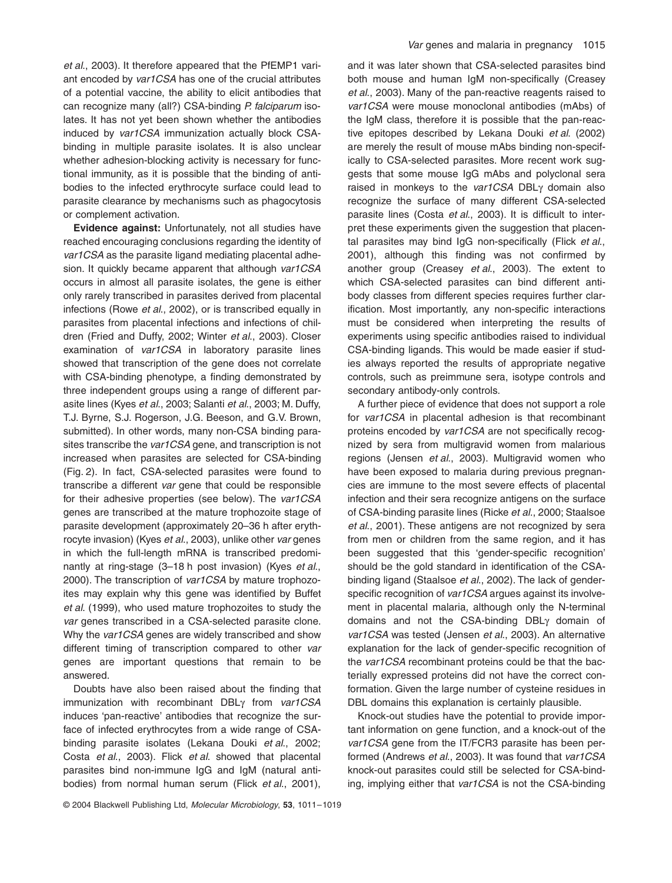*et al*., 2003). It therefore appeared that the PfEMP1 variant encoded by *var1CSA* has one of the crucial attributes of a potential vaccine, the ability to elicit antibodies that can recognize many (all?) CSA-binding *P. falciparum* isolates. It has not yet been shown whether the antibodies induced by *var1CSA* immunization actually block CSA-binding in multiple parasite isolates. It is also unclear whether adhesion-blocking activity is necessary for functional immunity, as it is possible that the binding of antibodies to the infected erythrocyte surface could lead to parasite clearance by mechanisms such as phagocytosis or complement activation.

**Evidence against:** Unfortunately, not all studies have reached encouraging conclusions regarding the identity of *var1CSA* as the parasite ligand mediating placental adhesion. It quickly became apparent that although *var1CSA* occurs in almost all parasite isolates, the gene is either only rarely transcribed in parasites derived from placental infections (Rowe *et al*., 2002), or is transcribed equally in parasites from placental infections and infections of children (Fried and Duffy, 2002; Winter *et al*., 2003). Closer examination of *var1CSA* in laboratory parasite lines showed that transcription of the gene does not correlate with CSA-binding phenotype, a finding demonstrated by three independent groups using a range of different parasite lines (Kyes *et al*., 2003; Salanti *et al*., 2003; M. Duffy, T.J. Byrne, S.J. Rogerson, J.G. Beeson, and G.V. Brown, submitted). In other words, many non-CSA binding parasites transcribe the *var1CSA* gene, and transcription is not increased when parasites are selected for CSA-binding (Fig. 2). In fact, CSA-selected parasites were found to transcribe a different *var* gene that could be responsible for their adhesive properties (see below). The *var1CSA* genes are transcribed at the mature trophozoite stage of parasite development (approximately 20–36 h after erythrocyte invasion) (Kyes *et al*., 2003), unlike other *var* genes in which the full-length mRNA is transcribed predominantly at ring-stage (3–18 h post invasion) (Kyes *et al*., 2000). The transcription of *var1CSA* by mature trophozoites may explain why this gene was identified by Buffet *et al.* (1999), who used mature trophozoites to study the *var* genes transcribed in a CSA-selected parasite clone. Why the *var1CSA* genes are widely transcribed and show different timing of transcription compared to other *var* genes are important questions that remain to be answered.

Doubts have also been raised about the finding that immunization with recombinant DBLγ from *var1CSA* induces 'pan-reactive' antibodies that recognize the surface of infected erythrocytes from a wide range of CSA-binding parasite isolates (Lekana Douki *et al*., 2002; Costa *et al*., 2003). Flick *et al.* showed that placental parasites bind non-immune IgG and IgM (natural antibodies) from normal human serum (Flick *et al*., 2001), and it was later shown that CSA-selected parasites bind both mouse and human IgM non-specifically (Creasey *et al*., 2003). Many of the pan-reactive reagents raised to *var1CSA* were mouse monoclonal antibodies (mAbs) of the IgM class, therefore it is possible that the pan-reactive epitopes described by Lekana Douki *et al.* (2002) are merely the result of mouse mAbs binding non-specifically to CSA-selected parasites. More recent work suggests that some mouse IgG mAbs and polyclonal sera raised in monkeys to the *var1CSA* DBLγ domain also recognize the surface of many different CSA-selected parasite lines (Costa *et al*., 2003). It is difficult to interpret these experiments given the suggestion that placental parasites may bind IgG non-specifically (Flick *et al*., 2001), although this finding was not confirmed by another group (Creasey *et al*., 2003). The extent to which CSA-selected parasites can bind different antibody classes from different species requires further clarification. Most importantly, any non-specific interactions must be considered when interpreting the results of experiments using specific antibodies raised to individual CSA-binding ligands. This would be made easier if studies always reported the results of appropriate negative controls, such as preimmune sera, isotype controls and secondary antibody-only controls.

A further piece of evidence that does not support a role for *var1CSA* in placental adhesion is that recombinant proteins encoded by *var1CSA* are not specifically recognized by sera from multigravid women from malarious regions (Jensen *et al*., 2003). Multigravid women who have been exposed to malaria during previous pregnancies are immune to the most severe effects of placental infection and their sera recognize antigens on the surface of CSA-binding parasite lines (Ricke *et al*., 2000; Staalsoe *et al*., 2001). These antigens are not recognized by sera from men or children from the same region, and it has been suggested that this 'gender-specific recognition' should be the gold standard in identification of the CSA-binding ligand (Staalsoe *et al*., 2002). The lack of gender-specific recognition of *var1CSA* argues against its involvement in placental malaria, although only the N-terminal domains and not the CSA-binding DBLγ domain of *var1CSA* was tested (Jensen *et al*., 2003). An alternative explanation for the lack of gender-specific recognition of the *var1CSA* recombinant proteins could be that the bacterially expressed proteins did not have the correct conformation. Given the large number of cysteine residues in DBL domains this explanation is certainly plausible.

Knock-out studies have the potential to provide important information on gene function, and a knock-out of the *var1CSA* gene from the IT/FCR3 parasite has been performed (Andrews *et al*., 2003). It was found that *var1CSA* knock-out parasites could still be selected for CSA-binding, implying either that *var1CSA* is not the CSA-binding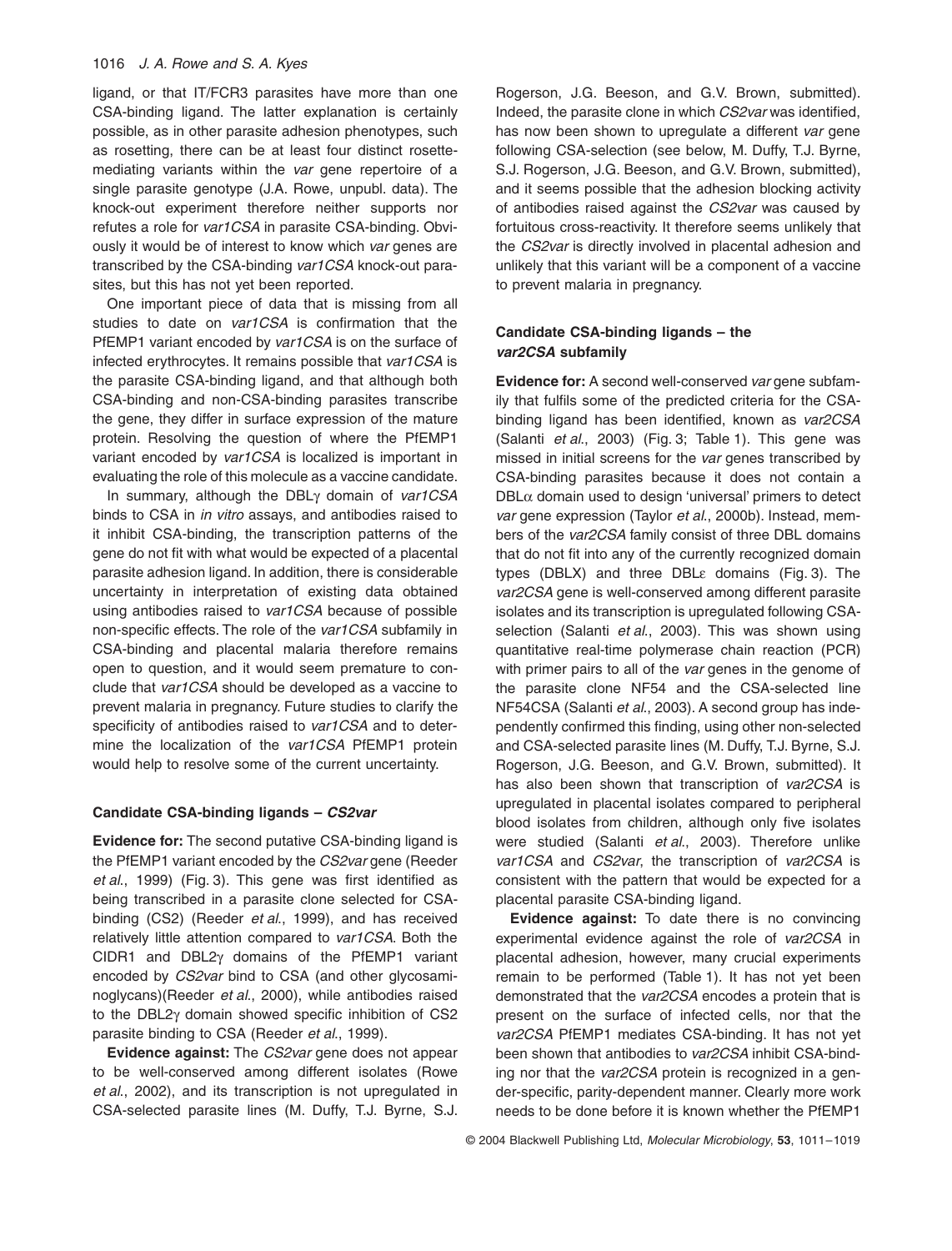ligand, or that IT/FCR3 parasites have more than one CSA-binding ligand. The latter explanation is certainly possible, as in other parasite adhesion phenotypes, such as rosetting, there can be at least four distinct rosette-mediating variants within the *var* gene repertoire of a single parasite genotype (J.A. Rowe, unpubl. data). The knock-out experiment therefore neither supports nor refutes a role for *var1CSA* in parasite CSA-binding. Obviously it would be of interest to know which *var* genes are transcribed by the CSA-binding *var1CSA* knock-out parasites, but this has not yet been reported.

One important piece of data that is missing from all studies to date on *var1CSA* is confirmation that the PfEMP1 variant encoded by *var1CSA* is on the surface of infected erythrocytes. It remains possible that *var1CSA* is the parasite CSA-binding ligand, and that although both CSA-binding and non-CSA-binding parasites transcribe the gene, they differ in surface expression of the mature protein. Resolving the question of where the PfEMP1 variant encoded by *var1CSA* is localized is important in evaluating the role of this molecule as a vaccine candidate.

In summary, although the DBLγ domain of *var1CSA* binds to CSA in *in vitro* assays, and antibodies raised to it inhibit CSA-binding, the transcription patterns of the gene do not fit with what would be expected of a placental parasite adhesion ligand. In addition, there is considerable uncertainty in interpretation of existing data obtained using antibodies raised to *var1CSA* because of possible non-specific effects. The role of the *var1CSA* subfamily in CSA-binding and placental malaria therefore remains open to question, and it would seem premature to conclude that *var1CSA* should be developed as a vaccine to prevent malaria in pregnancy. Future studies to clarify the specificity of antibodies raised to *var1CSA* and to determine the localization of the *var1CSA* PfEMP1 protein would help to resolve some of the current uncertainty.

### Candidate CSA-binding ligands – *CS2var*

**Evidence for:** The second putative CSA-binding ligand is the PfEMP1 variant encoded by the *CS2var* gene (Reeder *et al*., 1999) (Fig. 3). This gene was first identified as being transcribed in a parasite clone selected for CSA-binding (CS2) (Reeder *et al*., 1999), and has received relatively little attention compared to *var1CSA*. Both the CIDR1 and DBL2γ domains of the PfEMP1 variant encoded by *CS2var* bind to CSA (and other glycosaminoglycans)(Reeder *et al*., 2000), while antibodies raised to the DBL2γ domain showed specific inhibition of CS2 parasite binding to CSA (Reeder *et al*., 1999).

**Evidence against:** The *CS2var* gene does not appear to be well-conserved among different isolates (Rowe *et al*., 2002), and its transcription is not upregulated in CSA-selected parasite lines (M. Duffy, T.J. Byrne, S.J. Rogerson, J.G. Beeson, and G.V. Brown, submitted). Indeed, the parasite clone in which *CS2var* was identified, has now been shown to upregulate a different *var* gene following CSA-selection (see below, M. Duffy, T.J. Byrne, S.J. Rogerson, J.G. Beeson, and G.V. Brown, submitted), and it seems possible that the adhesion blocking activity of antibodies raised against the *CS2var* was caused by fortuitous cross-reactivity. It therefore seems unlikely that the *CS2var* is directly involved in placental adhesion and unlikely that this variant will be a component of a vaccine to prevent malaria in pregnancy.

### Candidate CSA-binding ligands – the *var2CSA* subfamily

**Evidence for:** A second well-conserved *var* gene subfamily that fulfils some of the predicted criteria for the CSA-binding ligand has been identified, known as *var2CSA* (Salanti *et al*., 2003) (Fig. 3; Table 1). This gene was missed in initial screens for the *var* genes transcribed by CSA-binding parasites because it does not contain a DBLα domain used to design 'universal' primers to detect *var* gene expression (Taylor *et al*., 2000b). Instead, members of the *var2CSA* family consist of three DBL domains that do not fit into any of the currently recognized domain types (DBLX) and three DBLε domains (Fig. 3). The *var2CSA* gene is well-conserved among different parasite isolates and its transcription is upregulated following CSA-selection (Salanti *et al*., 2003). This was shown using quantitative real-time polymerase chain reaction (PCR) with primer pairs to all of the *var* genes in the genome of the parasite clone NF54 and the CSA-selected line NF54CSA (Salanti *et al*., 2003). A second group has independently confirmed this finding, using other non-selected and CSA-selected parasite lines (M. Duffy, T.J. Byrne, S.J. Rogerson, J.G. Beeson, and G.V. Brown, submitted). It has also been shown that transcription of *var2CSA* is upregulated in placental isolates compared to peripheral blood isolates from children, although only five isolates were studied (Salanti *et al*., 2003). Therefore unlike *var1CSA* and *CS2var*, the transcription of *var2CSA* is consistent with the pattern that would be expected for a placental parasite CSA-binding ligand.

**Evidence against:** To date there is no convincing experimental evidence against the role of *var2CSA* in placental adhesion, however, many crucial experiments remain to be performed (Table 1). It has not yet been demonstrated that the *var2CSA* encodes a protein that is present on the surface of infected cells, nor that the *var2CSA* PfEMP1 mediates CSA-binding. It has not yet been shown that antibodies to *var2CSA* inhibit CSA-binding nor that the *var2CSA* protein is recognized in a gender-specific, parity-dependent manner. Clearly more work needs to be done before it is known whether the PfEMP1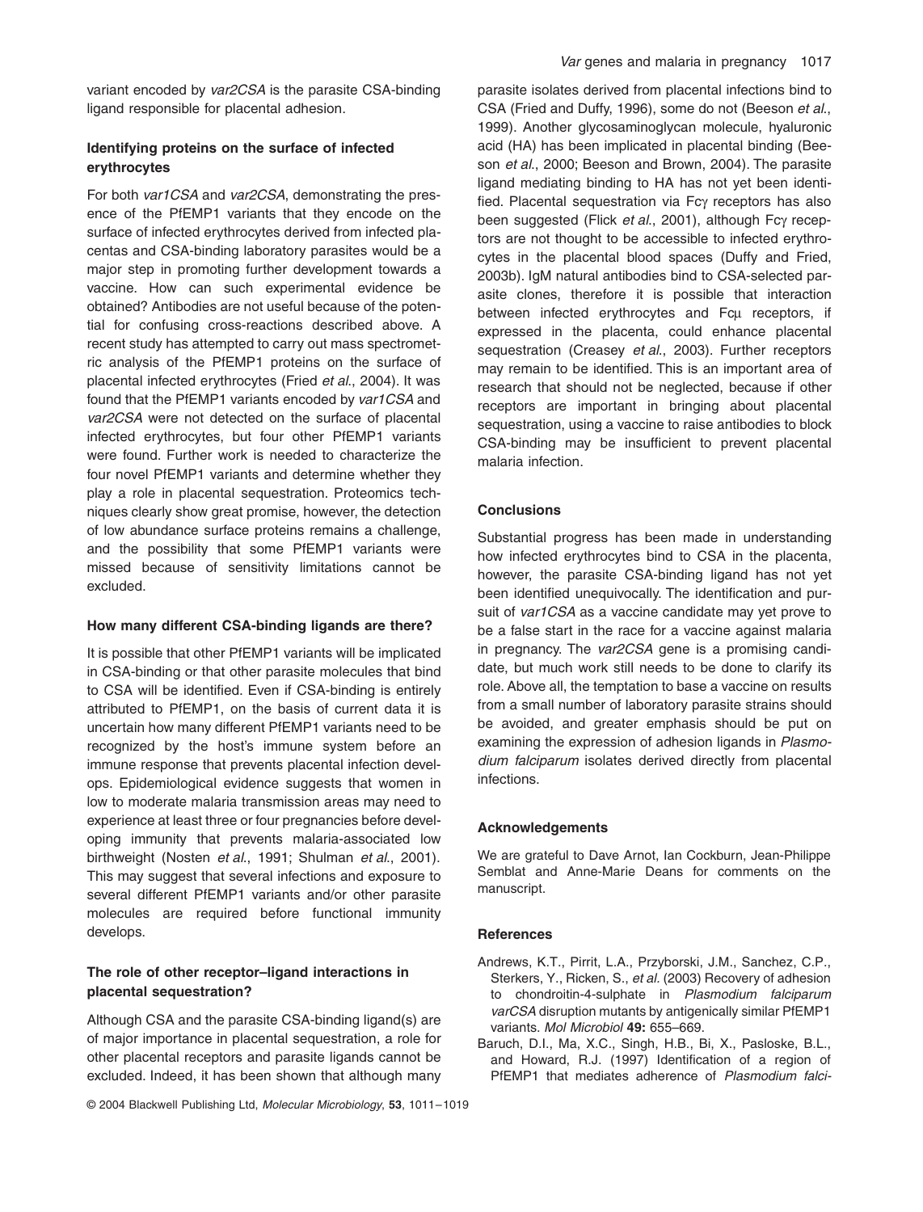variant encoded by *var2CSA* is the parasite CSA-binding ligand responsible for placental adhesion.

### Identifying proteins on the surface of infected erythrocytes

For both *var1CSA* and *var2CSA*, demonstrating the presence of the PfEMP1 variants that they encode on the surface of infected erythrocytes derived from infected placentas and CSA-binding laboratory parasites would be a major step in promoting further development towards a vaccine. How can such experimental evidence be obtained? Antibodies are not useful because of the potential for confusing cross-reactions described above. A recent study has attempted to carry out mass spectrometric analysis of the PfEMP1 proteins on the surface of placental infected erythrocytes (Fried *et al*., 2004). It was found that the PfEMP1 variants encoded by *var1CSA* and *var2CSA* were not detected on the surface of placental infected erythrocytes, but four other PfEMP1 variants were found. Further work is needed to characterize the four novel PfEMP1 variants and determine whether they play a role in placental sequestration. Proteomics techniques clearly show great promise, however, the detection of low abundance surface proteins remains a challenge, and the possibility that some PfEMP1 variants were missed because of sensitivity limitations cannot be excluded.

### How many different CSA-binding ligands are there?

It is possible that other PfEMP1 variants will be implicated in CSA-binding or that other parasite molecules that bind to CSA will be identified. Even if CSA-binding is entirely attributed to PfEMP1, on the basis of current data it is uncertain how many different PfEMP1 variants need to be recognized by the host's immune system before an immune response that prevents placental infection develops. Epidemiological evidence suggests that women in low to moderate malaria transmission areas may need to experience at least three or four pregnancies before developing immunity that prevents malaria-associated low birthweight (Nosten *et al*., 1991; Shulman *et al*., 2001). This may suggest that several infections and exposure to several different PfEMP1 variants and/or other parasite molecules are required before functional immunity develops.

### The role of other receptor–ligand interactions in placental sequestration?

Although CSA and the parasite CSA-binding ligand(s) are of major importance in placental sequestration, a role for other placental receptors and parasite ligands cannot be excluded. Indeed, it has been shown that although many parasite isolates derived from placental infections bind to CSA (Fried and Duffy, 1996), some do not (Beeson *et al*., 1999). Another glycosaminoglycan molecule, hyaluronic acid (HA) has been implicated in placental binding (Beeson *et al*., 2000; Beeson and Brown, 2004). The parasite ligand mediating binding to HA has not yet been identified. Placental sequestration via Fcγ receptors has also been suggested (Flick *et al*., 2001), although Fcγ receptors are not thought to be accessible to infected erythrocytes in the placental blood spaces (Duffy and Fried, 2003b). IgM natural antibodies bind to CSA-selected parasite clones, therefore it is possible that interaction between infected erythrocytes and Fcμ receptors, if expressed in the placenta, could enhance placental sequestration (Creasey *et al*., 2003). Further receptors may remain to be identified. This is an important area of research that should not be neglected, because if other receptors are important in bringing about placental sequestration, using a vaccine to raise antibodies to block CSA-binding may be insufficient to prevent placental malaria infection.

### Conclusions

Substantial progress has been made in understanding how infected erythrocytes bind to CSA in the placenta, however, the parasite CSA-binding ligand has not yet been identified unequivocally. The identification and pursuit of *var1CSA* as a vaccine candidate may yet prove to be a false start in the race for a vaccine against malaria in pregnancy. The *var2CSA* gene is a promising candidate, but much work still needs to be done to clarify its role. Above all, the temptation to base a vaccine on results from a small number of laboratory parasite strains should be avoided, and greater emphasis should be put on examining the expression of adhesion ligands in *Plasmodium falciparum* isolates derived directly from placental infections.

### Acknowledgements

We are grateful to Dave Arnot, Ian Cockburn, Jean-Philippe Semblat and Anne-Marie Deans for comments on the manuscript.

### References

Andrews, K.T., Pirrit, L.A., Przyborski, J.M., Sanchez, C.P., Sterkers, Y., Ricken, S., *et al.* (2003) Recovery of adhesion to chondroitin-4-sulphate in *Plasmodium falciparum varCSA* disruption mutants by antigenically similar PfEMP1 variants. *Mol Microbiol* **49:** 655–669.

Baruch, D.I., Ma, X.C., Singh, H.B., Bi, X., Pasloske, B.L., and Howard, R.J. (1997) Identification of a region of PfEMP1 that mediates adherence of *Plasmodium falci-*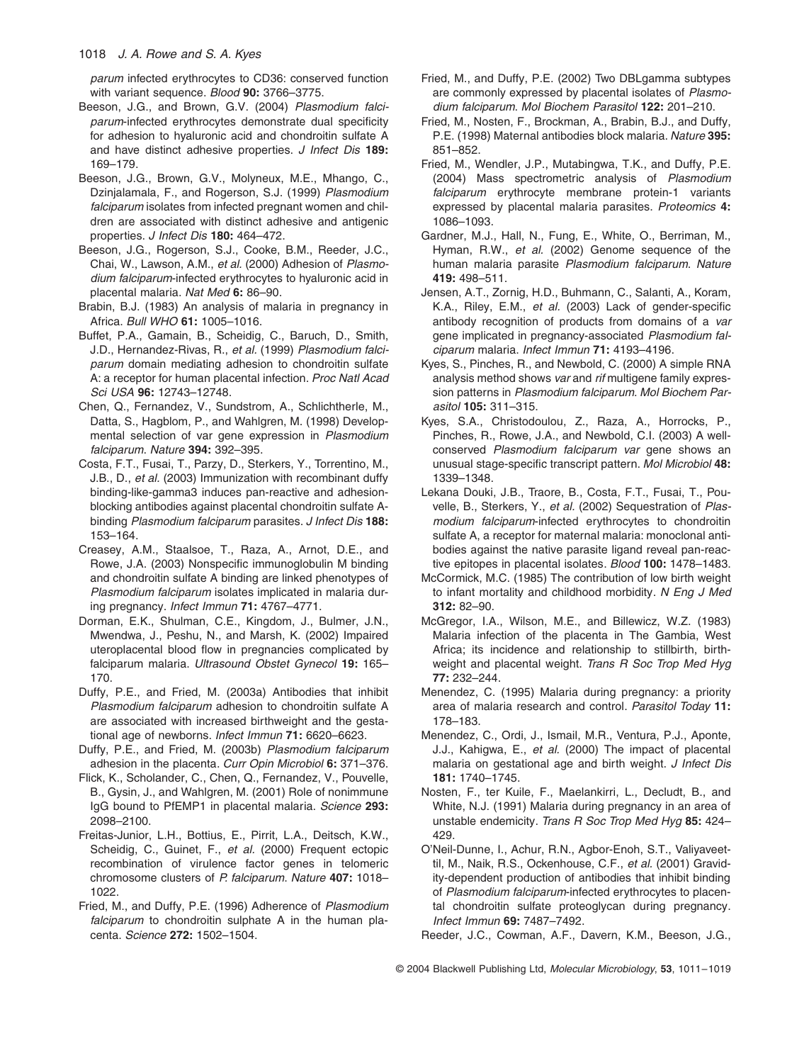*parum* infected erythrocytes to CD36: conserved function with variant sequence. *Blood* **90:** 3766–3775.

Beeson, J.G., and Brown, G.V. (2004) *Plasmodium falciparum*-infected erythrocytes demonstrate dual specificity for adhesion to hyaluronic acid and chondroitin sulfate A and have distinct adhesive properties. *J Infect Dis* **189:** 169–179.

Beeson, J.G., Brown, G.V., Molyneux, M.E., Mhango, C., Dzinjalamala, F., and Rogerson, S.J. (1999) *Plasmodium falciparum* isolates from infected pregnant women and children are associated with distinct adhesive and antigenic properties. *J Infect Dis* **180:** 464–472.

Beeson, J.G., Rogerson, S.J., Cooke, B.M., Reeder, J.C., Chai, W., Lawson, A.M., *et al.* (2000) Adhesion of *Plasmodium falciparum*-infected erythrocytes to hyaluronic acid in placental malaria. *Nat Med* **6:** 86–90.

Brabin, B.J. (1983) An analysis of malaria in pregnancy in Africa. *Bull WHO* **61:** 1005–1016.

Buffet, P.A., Gamain, B., Scheidig, C., Baruch, D., Smith, J.D., Hernandez-Rivas, R., *et al.* (1999) *Plasmodium falciparum* domain mediating adhesion to chondroitin sulfate A: a receptor for human placental infection. *Proc Natl Acad Sci USA* **96:** 12743–12748.

Chen, Q., Fernandez, V., Sundstrom, A., Schlichtherle, M., Datta, S., Hagblom, P., and Wahlgren, M. (1998) Developmental selection of var gene expression in *Plasmodium falciparum*. *Nature* **394:** 392–395.

Costa, F.T., Fusai, T., Parzy, D., Sterkers, Y., Torrentino, M., J.B., D., *et al.* (2003) Immunization with recombinant duffy binding-like-gamma3 induces pan-reactive and adhesion-blocking antibodies against placental chondroitin sulfate A-binding *Plasmodium falciparum* parasites. *J Infect Dis* **188:** 153–164.

Creasey, A.M., Staalsoe, T., Raza, A., Arnot, D.E., and Rowe, J.A. (2003) Nonspecific immunoglobulin M binding and chondroitin sulfate A binding are linked phenotypes of *Plasmodium falciparum* isolates implicated in malaria during pregnancy. *Infect Immun* **71:** 4767–4771.

Dorman, E.K., Shulman, C.E., Kingdom, J., Bulmer, J.N., Mwendwa, J., Peshu, N., and Marsh, K. (2002) Impaired uteroplacental blood flow in pregnancies complicated by falciparum malaria. *Ultrasound Obstet Gynecol* **19:** 165–170.

Duffy, P.E., and Fried, M. (2003a) Antibodies that inhibit *Plasmodium falciparum* adhesion to chondroitin sulfate A are associated with increased birthweight and the gestational age of newborns. *Infect Immun* **71:** 6620–6623.

Duffy, P.E., and Fried, M. (2003b) *Plasmodium falciparum* adhesion in the placenta. *Curr Opin Microbiol* **6:** 371–376.

Flick, K., Scholander, C., Chen, Q., Fernandez, V., Pouvelle, B., Gysin, J., and Wahlgren, M. (2001) Role of nonimmune IgG bound to PfEMP1 in placental malaria. *Science* **293:** 2098–2100.

Freitas-Junior, L.H., Bottius, E., Pirrit, L.A., Deitsch, K.W., Scheidig, C., Guinet, F., *et al.* (2000) Frequent ectopic recombination of virulence factor genes in telomeric chromosome clusters of *P. falciparum*. *Nature* **407:** 1018–1022.

Fried, M., and Duffy, P.E. (1996) Adherence of *Plasmodium falciparum* to chondroitin sulphate A in the human placenta. *Science* **272:** 1502–1504.

Fried, M., and Duffy, P.E. (2002) Two DBLgamma subtypes are commonly expressed by placental isolates of *Plasmodium falciparum*. *Mol Biochem Parasitol* **122:** 201–210.

Fried, M., Nosten, F., Brockman, A., Brabin, B.J., and Duffy, P.E. (1998) Maternal antibodies block malaria. *Nature* **395:** 851–852.

Fried, M., Wendler, J.P., Mutabingwa, T.K., and Duffy, P.E. (2004) Mass spectrometric analysis of *Plasmodium falciparum* erythrocyte membrane protein-1 variants expressed by placental malaria parasites. *Proteomics* **4:** 1086–1093.

Gardner, M.J., Hall, N., Fung, E., White, O., Berriman, M., Hyman, R.W., *et al.* (2002) Genome sequence of the human malaria parasite *Plasmodium falciparum*. *Nature* **419:** 498–511.

Jensen, A.T., Zornig, H.D., Buhmann, C., Salanti, A., Koram, K.A., Riley, E.M., *et al.* (2003) Lack of gender-specific antibody recognition of products from domains of a *var* gene implicated in pregnancy-associated *Plasmodium falciparum* malaria. *Infect Immun* **71:** 4193–4196.

Kyes, S., Pinches, R., and Newbold, C. (2000) A simple RNA analysis method shows *var* and *rif* multigene family expression patterns in *Plasmodium falciparum*. *Mol Biochem Parasitol* **105:** 311–315.

Kyes, S.A., Christodoulou, Z., Raza, A., Horrocks, P., Pinches, R., Rowe, J.A., and Newbold, C.I. (2003) A well-conserved *Plasmodium falciparum var* gene shows an unusual stage-specific transcript pattern. *Mol Microbiol* **48:** 1339–1348.

Lekana Douki, J.B., Traore, B., Costa, F.T., Fusai, T., Pouvelle, B., Sterkers, Y., *et al.* (2002) Sequestration of *Plasmodium falciparum*-infected erythrocytes to chondroitin sulfate A, a receptor for maternal malaria: monoclonal antibodies against the native parasite ligand reveal pan-reactive epitopes in placental isolates. *Blood* **100:** 1478–1483.

McCormick, M.C. (1985) The contribution of low birth weight to infant mortality and childhood morbidity. *N Eng J Med* **312:** 82–90.

McGregor, I.A., Wilson, M.E., and Billewicz, W.Z. (1983) Malaria infection of the placenta in The Gambia, West Africa; its incidence and relationship to stillbirth, birthweight and placental weight. *Trans R Soc Trop Med Hyg* **77:** 232–244.

Menendez, C. (1995) Malaria during pregnancy: a priority area of malaria research and control. *Parasitol Today* **11:** 178–183.

Menendez, C., Ordi, J., Ismail, M.R., Ventura, P.J., Aponte, J.J., Kahigwa, E., *et al.* (2000) The impact of placental malaria on gestational age and birth weight. *J Infect Dis* **181:** 1740–1745.

Nosten, F., ter Kuile, F., Maelankirri, L., Decludt, B., and White, N.J. (1991) Malaria during pregnancy in an area of unstable endemicity. *Trans R Soc Trop Med Hyg* **85:** 424–429.

O'Neil-Dunne, I., Achur, R.N., Agbor-Enoh, S.T., Valiyaveettil, M., Naik, R.S., Ockenhouse, C.F., *et al.* (2001) Gravidity-dependent production of antibodies that inhibit binding of *Plasmodium falciparum*-infected erythrocytes to placental chondroitin sulfate proteoglycan during pregnancy. *Infect Immun* **69:** 7487–7492.

Reeder, J.C., Cowman, A.F., Davern, K.M., Beeson, J.G.,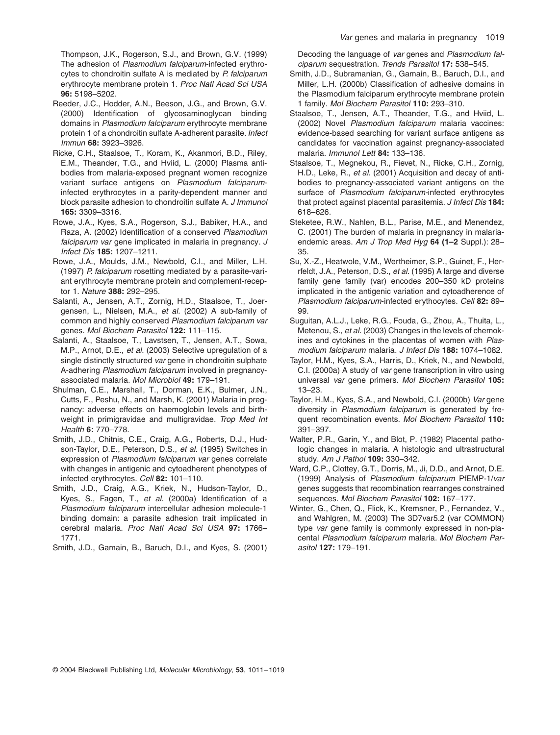Thompson, J.K., Rogerson, S.J., and Brown, G.V. (1999) The adhesion of *Plasmodium falciparum*-infected erythrocytes to chondroitin sulfate A is mediated by *P. falciparum* erythrocyte membrane protein 1. *Proc Natl Acad Sci USA* **96:** 5198–5202.

Reeder, J.C., Hodder, A.N., Beeson, J.G., and Brown, G.V. (2000) Identification of glycosaminoglycan binding domains in *Plasmodium falciparum* erythrocyte membrane protein 1 of a chondroitin sulfate A-adherent parasite. *Infect Immun* **68:** 3923–3926.

Ricke, C.H., Staalsoe, T., Koram, K., Akanmori, B.D., Riley, E.M., Theander, T.G., and Hviid, L. (2000) Plasma antibodies from malaria-exposed pregnant women recognize variant surface antigens on *Plasmodium falciparum*-infected erythrocytes in a parity-dependent manner and block parasite adhesion to chondroitin sulfate A. *J Immunol* **165:** 3309–3316.

Rowe, J.A., Kyes, S.A., Rogerson, S.J., Babiker, H.A., and Raza, A. (2002) Identification of a conserved *Plasmodium falciparum var* gene implicated in malaria in pregnancy. *J Infect Dis* **185:** 1207–1211.

Rowe, J.A., Moulds, J.M., Newbold, C.I., and Miller, L.H. (1997) *P. falciparum* rosetting mediated by a parasite-variant erythrocyte membrane protein and complement-receptor 1. *Nature* **388:** 292–295.

Salanti, A., Jensen, A.T., Zornig, H.D., Staalsoe, T., Joergensen, L., Nielsen, M.A., *et al.* (2002) A sub-family of common and highly conserved *Plasmodium falciparum var* genes. *Mol Biochem Parasitol* **122:** 111–115.

Salanti, A., Staalsoe, T., Lavstsen, T., Jensen, A.T., Sowa, M.P., Arnot, D.E., *et al.* (2003) Selective upregulation of a single distinctly structured *var* gene in chondroitin sulphate A-adhering *Plasmodium falciparum* involved in pregnancy-associated malaria. *Mol Microbiol* **49:** 179–191.

Shulman, C.E., Marshall, T., Dorman, E.K., Bulmer, J.N., Cutts, F., Peshu, N., and Marsh, K. (2001) Malaria in pregnancy: adverse effects on haemoglobin levels and birthweight in primigravidae and multigravidae. *Trop Med Int Health* **6:** 770–778.

Smith, J.D., Chitnis, C.E., Craig, A.G., Roberts, D.J., Hudson-Taylor, D.E., Peterson, D.S., *et al.* (1995) Switches in expression of *Plasmodium falciparum var* genes correlate with changes in antigenic and cytoadherent phenotypes of infected erythrocytes. *Cell* **82:** 101–110.

Smith, J.D., Craig, A.G., Kriek, N., Hudson-Taylor, D., Kyes, S., Fagen, T., *et al.* (2000a) Identification of a *Plasmodium falciparum* intercellular adhesion molecule-1 binding domain: a parasite adhesion trait implicated in cerebral malaria. *Proc Natl Acad Sci USA* **97:** 1766–1771.

Smith, J.D., Gamain, B., Baruch, D.I., and Kyes, S. (2001) Decoding the language of *var* genes and *Plasmodium falciparum* sequestration. *Trends Parasitol* **17:** 538–545.

Smith, J.D., Subramanian, G., Gamain, B., Baruch, D.I., and Miller, L.H. (2000b) Classification of adhesive domains in the Plasmodium falciparum erythrocyte membrane protein 1 family. *Mol Biochem Parasitol* **110:** 293–310.

Staalsoe, T., Jensen, A.T., Theander, T.G., and Hviid, L. (2002) Novel *Plasmodium falciparum* malaria vaccines: evidence-based searching for variant surface antigens as candidates for vaccination against pregnancy-associated malaria. *Immunol Lett* **84:** 133–136.

Staalsoe, T., Megnekou, R., Fievet, N., Ricke, C.H., Zornig, H.D., Leke, R., *et al.* (2001) Acquisition and decay of antibodies to pregnancy-associated variant antigens on the surface of *Plasmodium falciparum*-infected erythrocytes that protect against placental parasitemia. *J Infect Dis* **184:** 618–626.

Steketee, R.W., Nahlen, B.L., Parise, M.E., and Menendez, C. (2001) The burden of malaria in pregnancy in malaria-endemic areas. *Am J Trop Med Hyg* **64 (1–2** Suppl.): 28–35.

Su, X.-Z., Heatwole, V.M., Wertheimer, S.P., Guinet, F., Herrfeldt, J.A., Peterson, D.S., *et al.* (1995) A large and diverse family gene family (var) encodes 200–350 kD proteins implicated in the antigenic variation and cytoadherence of *Plasmodium falciparum*-infected erythocytes. *Cell* **82:** 89–99.

Suguitan, A.L.J., Leke, R.G., Fouda, G., Zhou, A., Thuita, L., Metenou, S., *et al.* (2003) Changes in the levels of chemokines and cytokines in the placentas of women with *Plasmodium falciparum* malaria. *J Infect Dis* **188:** 1074–1082.

Taylor, H.M., Kyes, S.A., Harris, D., Kriek, N., and Newbold, C.I. (2000a) A study of *var* gene transcription in vitro using universal *var* gene primers. *Mol Biochem Parasitol* **105:** 13–23.

Taylor, H.M., Kyes, S.A., and Newbold, C.I. (2000b) *Var* gene diversity in *Plasmodium falciparum* is generated by frequent recombination events. *Mol Biochem Parasitol* **110:** 391–397.

Walter, P.R., Garin, Y., and Blot, P. (1982) Placental pathologic changes in malaria. A histologic and ultrastructural study. *Am J Pathol* **109:** 330–342.

Ward, C.P., Clottey, G.T., Dorris, M., Ji, D.D., and Arnot, D.E. (1999) Analysis of *Plasmodium falciparum* PfEMP-1/*var* genes suggests that recombination rearranges constrained sequences. *Mol Biochem Parasitol* **102:** 167–177.

Winter, G., Chen, Q., Flick, K., Kremsner, P., Fernandez, V., and Wahlgren, M. (2003) The 3D7var5.2 (var COMMON) type *var* gene family is commonly expressed in non-placental *Plasmodium falciparum* malaria. *Mol Biochem Parasitol* **127:** 179–191.